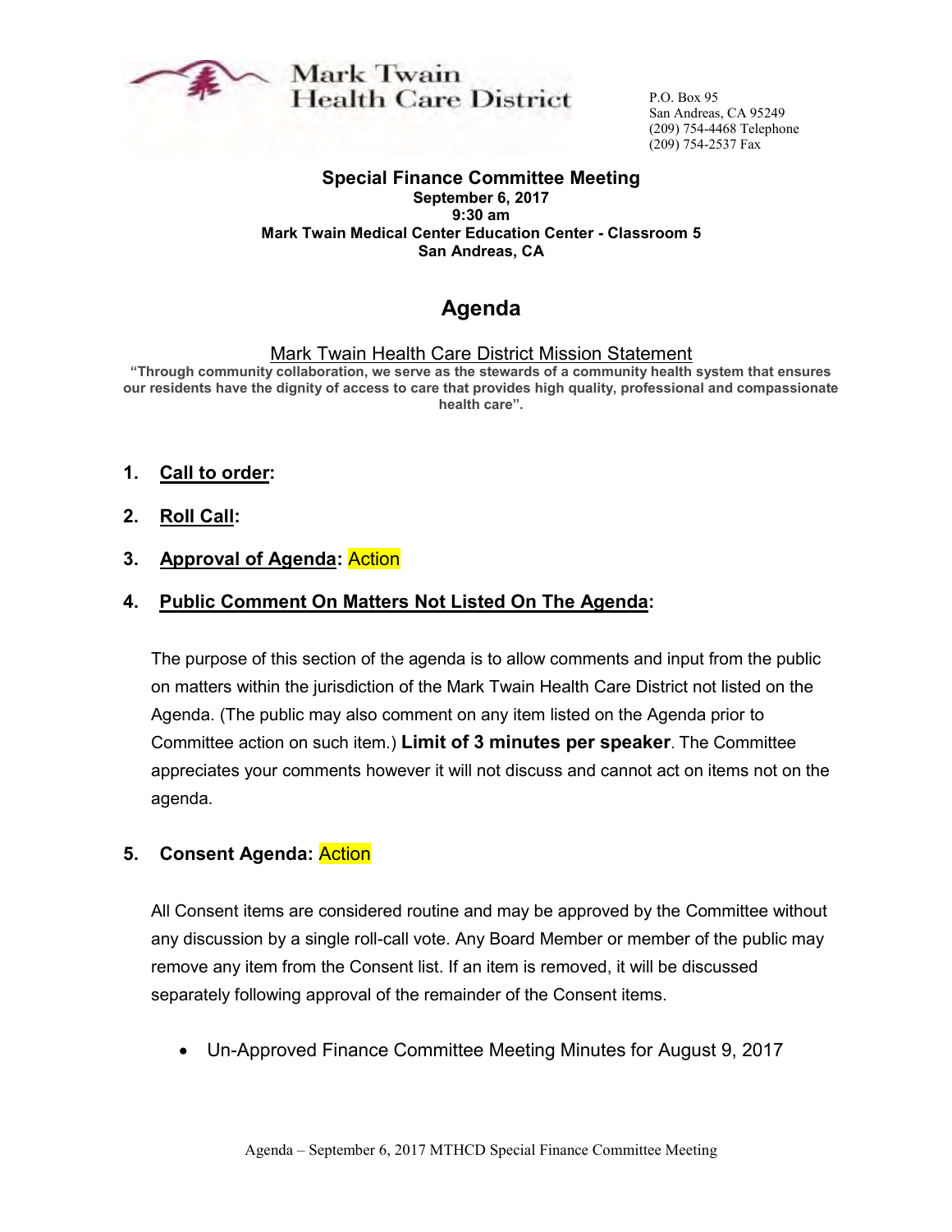Mark Twain
Health Care District

P.O. Box 95
San Andreas, CA 95249
(209) 754-4468 Telephone
(209) 754-2537 Fax

**Special Finance Committee Meeting**
**September 6, 2017**
**9:30 am**
**Mark Twain Medical Center Education Center - Classroom 5**
**San Andreas, CA**

# Agenda

Mark Twain Health Care District Mission Statement

**"Through community collaboration, we serve as the stewards of a community health system that ensures our residents have the dignity of access to care that provides high quality, professional and compassionate health care".**

1. **Call to order:**

2. **Roll Call:**

3. **Approval of Agenda:** Action

4. **Public Comment On Matters Not Listed On The Agenda:**

   The purpose of this section of the agenda is to allow comments and input from the public on matters within the jurisdiction of the Mark Twain Health Care District not listed on the Agenda. (The public may also comment on any item listed on the Agenda prior to Committee action on such item.) **Limit of 3 minutes per speaker**. The Committee appreciates your comments however it will not discuss and cannot act on items not on the agenda.

5. **Consent Agenda:** Action

   All Consent items are considered routine and may be approved by the Committee without any discussion by a single roll-call vote. Any Board Member or member of the public may remove any item from the Consent list. If an item is removed, it will be discussed separately following approval of the remainder of the Consent items.

   - Un-Approved Finance Committee Meeting Minutes for August 9, 2017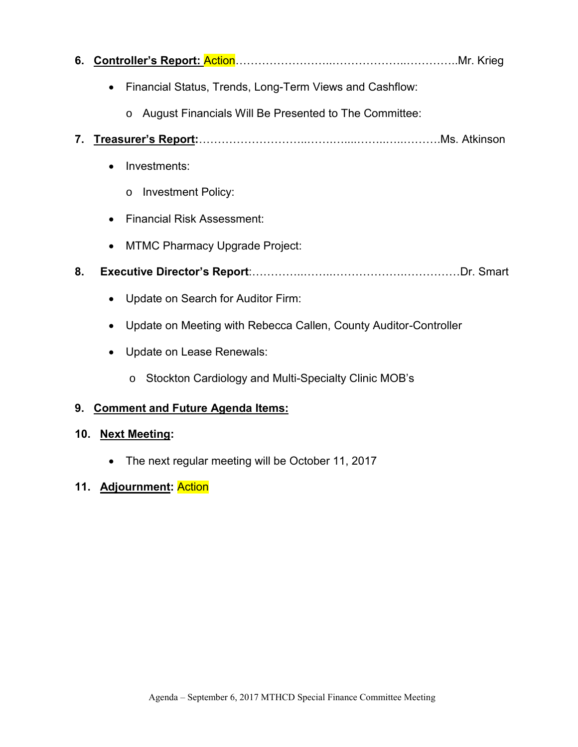6. **Controller's Report:** Action……………………..………………..…………..Mr. Krieg

    - Financial Status, Trends, Long-Term Views and Cashflow:
        - August Financials Will Be Presented to The Committee:

7. **Treasurer's Report:**………………………..…………...……..…..……….Ms. Atkinson

    - Investments:
        - Investment Policy:
    - Financial Risk Assessment:
    - MTMC Pharmacy Upgrade Project:

8. **Executive Director's Report**:…………..……..……………….…………….Dr. Smart

    - Update on Search for Auditor Firm:
    - Update on Meeting with Rebecca Callen, County Auditor-Controller
    - Update on Lease Renewals:
        - Stockton Cardiology and Multi-Specialty Clinic MOB's

9. **Comment and Future Agenda Items:**

10. **Next Meeting**:

    - The next regular meeting will be October 11, 2017

11. **Adjournment**: Action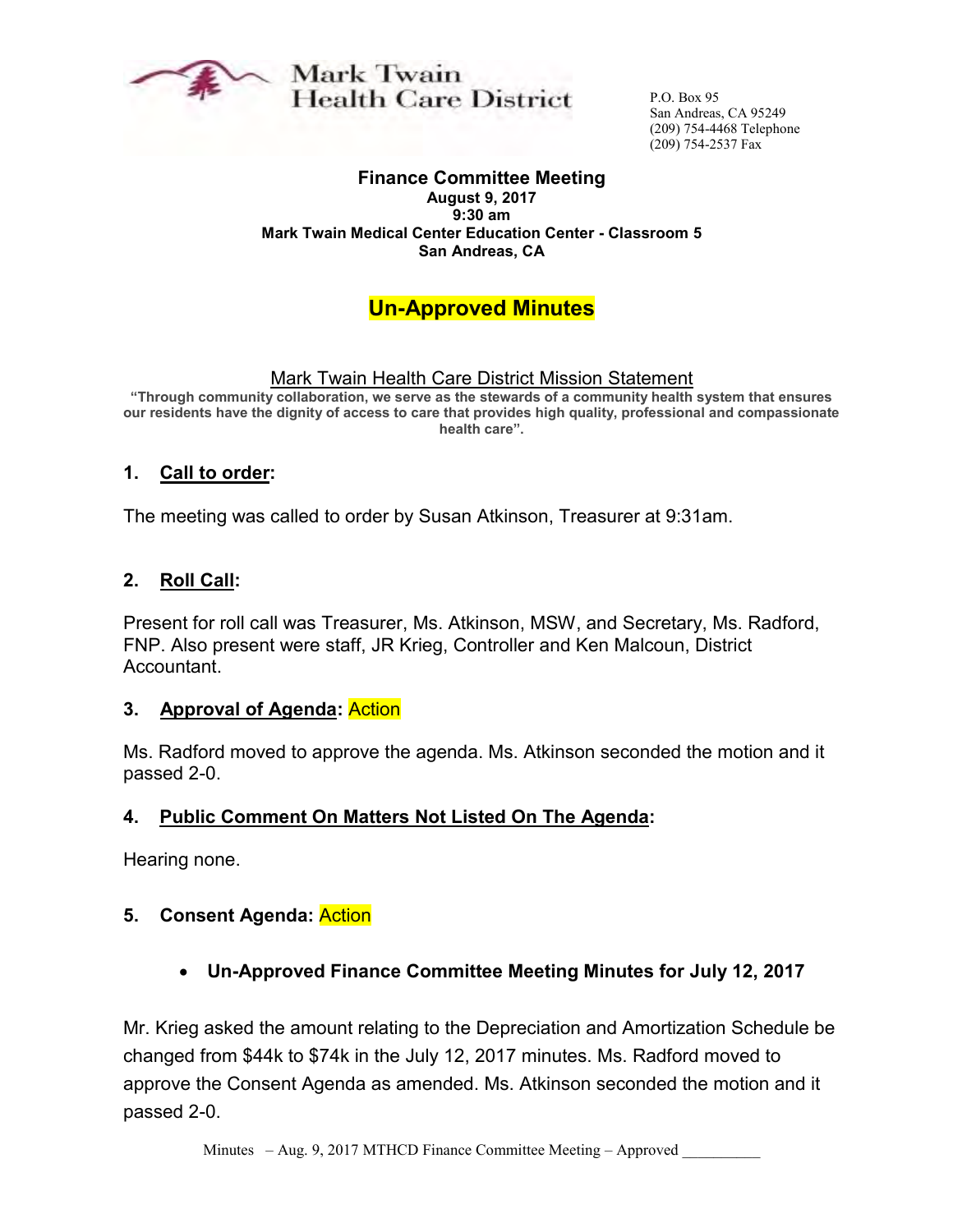Mark Twain Health Care District

P.O. Box 95
San Andreas, CA 95249
(209) 754-4468 Telephone
(209) 754-2537 Fax

**Finance Committee Meeting**
**August 9, 2017**
**9:30 am**
**Mark Twain Medical Center Education Center - Classroom 5**
**San Andreas, CA**

# Un-Approved Minutes

Mark Twain Health Care District Mission Statement

**"Through community collaboration, we serve as the stewards of a community health system that ensures our residents have the dignity of access to care that provides high quality, professional and compassionate health care".**

## 1. Call to order:

The meeting was called to order by Susan Atkinson, Treasurer at 9:31am.

## 2. Roll Call:

Present for roll call was Treasurer, Ms. Atkinson, MSW, and Secretary, Ms. Radford, FNP. Also present were staff, JR Krieg, Controller and Ken Malcoun, District Accountant.

## 3. Approval of Agenda: Action

Ms. Radford moved to approve the agenda. Ms. Atkinson seconded the motion and it passed 2-0.

## 4. Public Comment On Matters Not Listed On The Agenda:

Hearing none.

## 5. Consent Agenda: Action

- **Un-Approved Finance Committee Meeting Minutes for July 12, 2017**

Mr. Krieg asked the amount relating to the Depreciation and Amortization Schedule be changed from $44k to $74k in the July 12, 2017 minutes. Ms. Radford moved to approve the Consent Agenda as amended. Ms. Atkinson seconded the motion and it passed 2-0.

Minutes – Aug. 9, 2017 MTHCD Finance Committee Meeting – Approved __________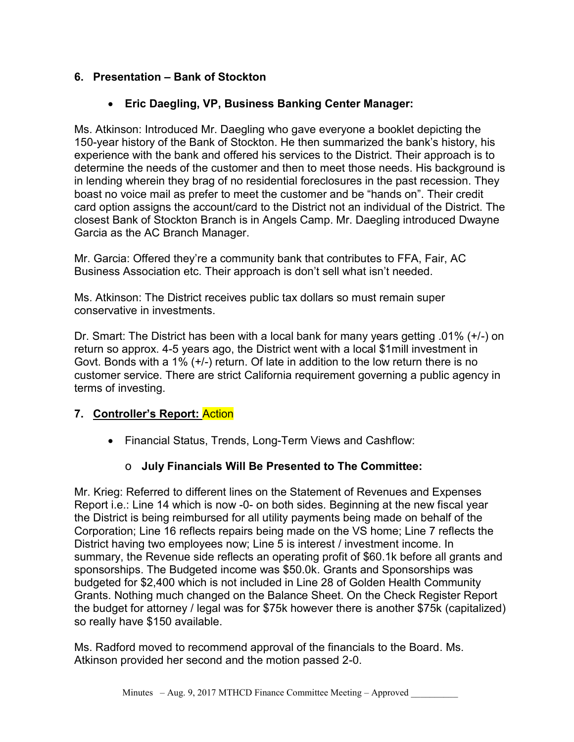## 6. Presentation – Bank of Stockton

- **Eric Daegling, VP, Business Banking Center Manager:**

Ms. Atkinson: Introduced Mr. Daegling who gave everyone a booklet depicting the 150-year history of the Bank of Stockton. He then summarized the bank's history, his experience with the bank and offered his services to the District. Their approach is to determine the needs of the customer and then to meet those needs. His background is in lending wherein they brag of no residential foreclosures in the past recession. They boast no voice mail as prefer to meet the customer and be "hands on". Their credit card option assigns the account/card to the District not an individual of the District. The closest Bank of Stockton Branch is in Angels Camp. Mr. Daegling introduced Dwayne Garcia as the AC Branch Manager.

Mr. Garcia: Offered they're a community bank that contributes to FFA, Fair, AC Business Association etc. Their approach is don't sell what isn't needed.

Ms. Atkinson: The District receives public tax dollars so must remain super conservative in investments.

Dr. Smart: The District has been with a local bank for many years getting .01% (+/-) on return so approx. 4-5 years ago, the District went with a local $1mill investment in Govt. Bonds with a 1% (+/-) return. Of late in addition to the low return there is no customer service. There are strict California requirement governing a public agency in terms of investing.

## 7. Controller's Report: Action

- Financial Status, Trends, Long-Term Views and Cashflow:
  - **July Financials Will Be Presented to The Committee:**

Mr. Krieg: Referred to different lines on the Statement of Revenues and Expenses Report i.e.: Line 14 which is now -0- on both sides. Beginning at the new fiscal year the District is being reimbursed for all utility payments being made on behalf of the Corporation; Line 16 reflects repairs being made on the VS home; Line 7 reflects the District having two employees now; Line 5 is interest / investment income. In summary, the Revenue side reflects an operating profit of $60.1k before all grants and sponsorships. The Budgeted income was $50.0k. Grants and Sponsorships was budgeted for $2,400 which is not included in Line 28 of Golden Health Community Grants. Nothing much changed on the Balance Sheet. On the Check Register Report the budget for attorney / legal was for $75k however there is another $75k (capitalized) so really have $150 available.

Ms. Radford moved to recommend approval of the financials to the Board. Ms. Atkinson provided her second and the motion passed 2-0.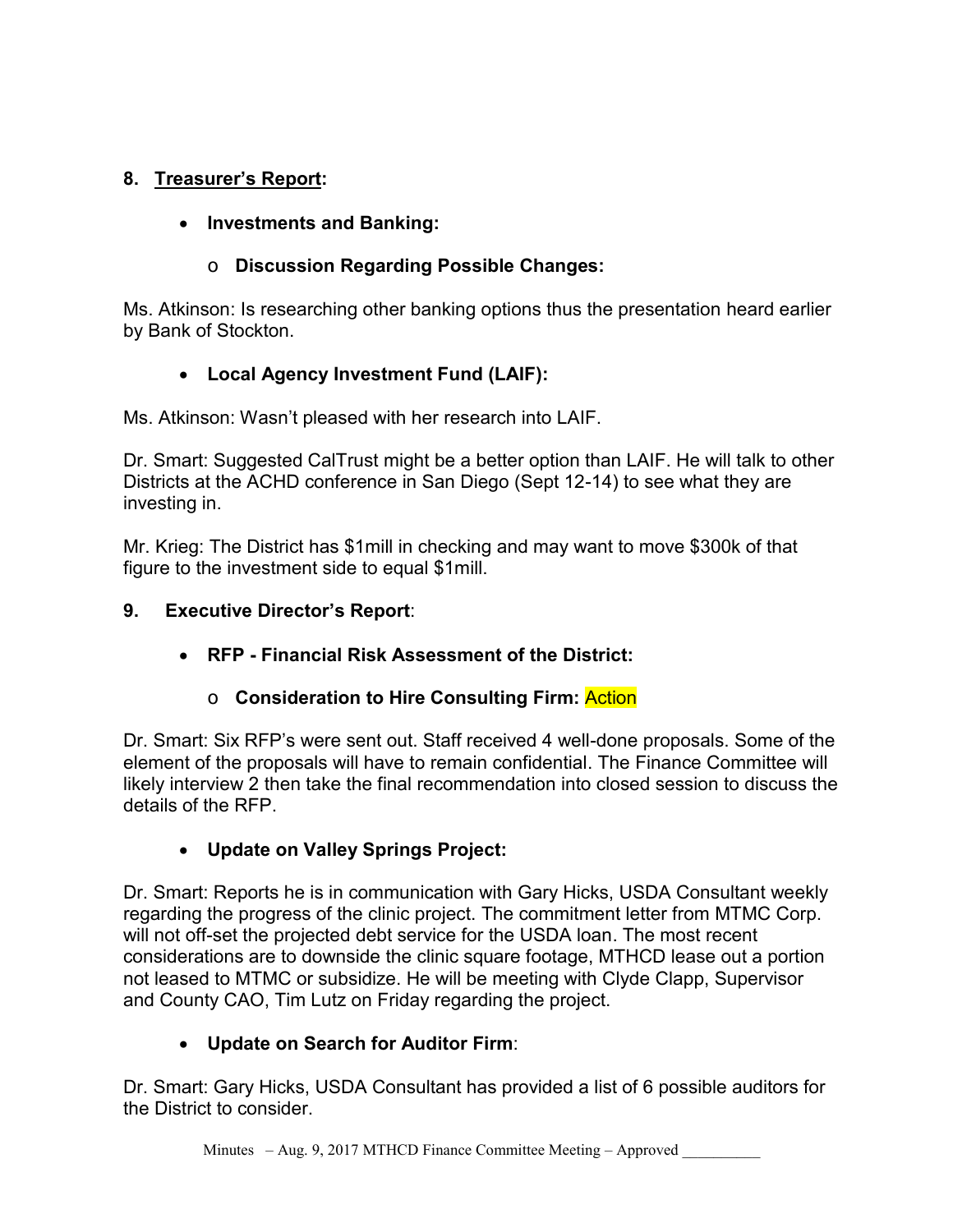## 8. Treasurer's Report:

- **Investments and Banking:**
  - **Discussion Regarding Possible Changes:**

Ms. Atkinson: Is researching other banking options thus the presentation heard earlier by Bank of Stockton.

- **Local Agency Investment Fund (LAIF):**

Ms. Atkinson: Wasn't pleased with her research into LAIF.

Dr. Smart: Suggested CalTrust might be a better option than LAIF. He will talk to other Districts at the ACHD conference in San Diego (Sept 12-14) to see what they are investing in.

Mr. Krieg: The District has $1mill in checking and may want to move $300k of that figure to the investment side to equal $1mill.

## 9. Executive Director's Report:

- **RFP - Financial Risk Assessment of the District:**
  - **Consideration to Hire Consulting Firm:** Action

Dr. Smart: Six RFP's were sent out. Staff received 4 well-done proposals. Some of the element of the proposals will have to remain confidential. The Finance Committee will likely interview 2 then take the final recommendation into closed session to discuss the details of the RFP.

- **Update on Valley Springs Project:**

Dr. Smart: Reports he is in communication with Gary Hicks, USDA Consultant weekly regarding the progress of the clinic project. The commitment letter from MTMC Corp. will not off-set the projected debt service for the USDA loan. The most recent considerations are to downside the clinic square footage, MTHCD lease out a portion not leased to MTMC or subsidize. He will be meeting with Clyde Clapp, Supervisor and County CAO, Tim Lutz on Friday regarding the project.

- **Update on Search for Auditor Firm:**

Dr. Smart: Gary Hicks, USDA Consultant has provided a list of 6 possible auditors for the District to consider.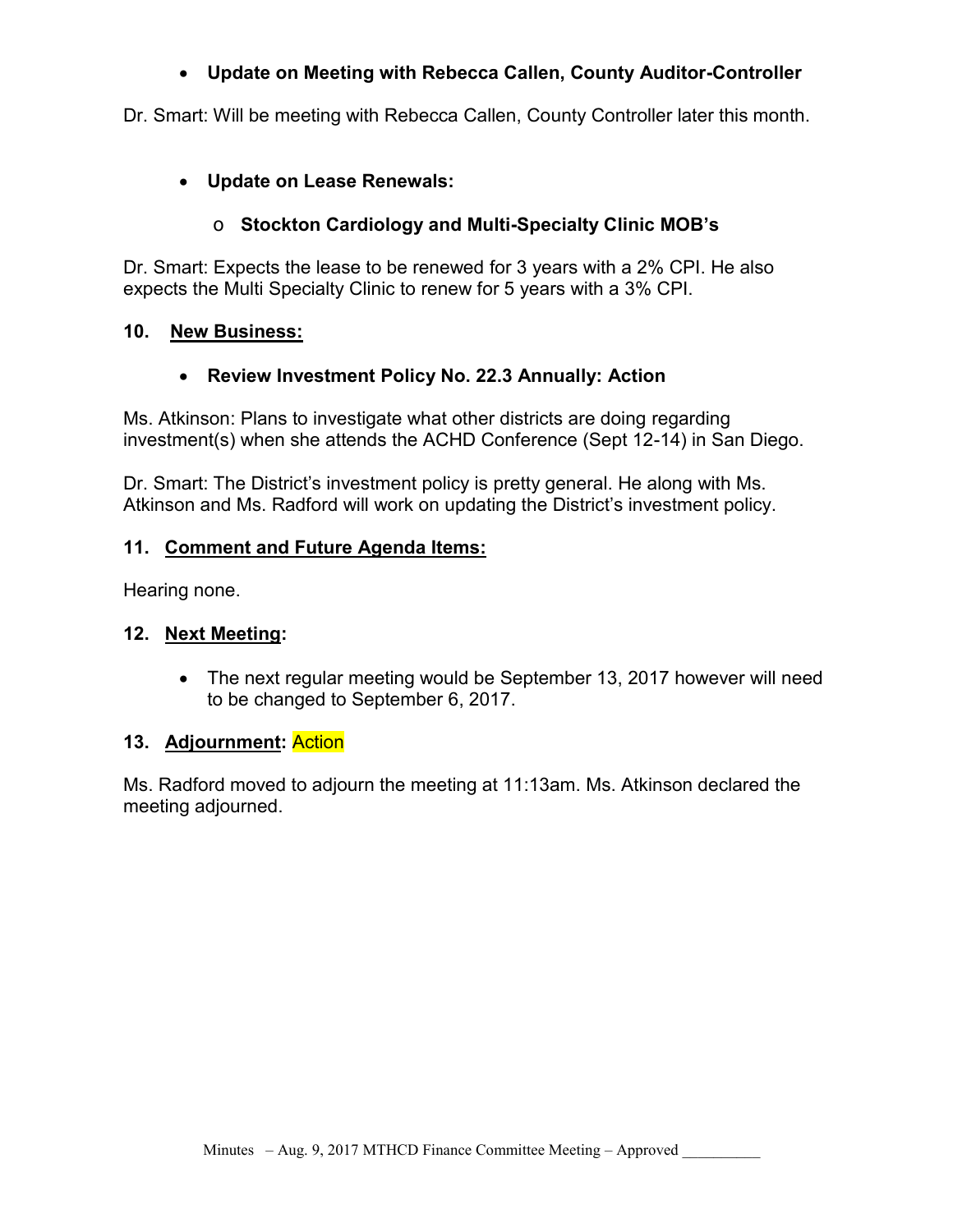- **Update on Meeting with Rebecca Callen, County Auditor-Controller**

Dr. Smart: Will be meeting with Rebecca Callen, County Controller later this month.

- **Update on Lease Renewals:**
  - **Stockton Cardiology and Multi-Specialty Clinic MOB's**

Dr. Smart: Expects the lease to be renewed for 3 years with a 2% CPI. He also expects the Multi Specialty Clinic to renew for 5 years with a 3% CPI.

## 10. New Business:

- **Review Investment Policy No. 22.3 Annually: Action**

Ms. Atkinson: Plans to investigate what other districts are doing regarding investment(s) when she attends the ACHD Conference (Sept 12-14) in San Diego.

Dr. Smart: The District's investment policy is pretty general. He along with Ms. Atkinson and Ms. Radford will work on updating the District's investment policy.

## 11. Comment and Future Agenda Items:

Hearing none.

## 12. Next Meeting:

- The next regular meeting would be September 13, 2017 however will need to be changed to September 6, 2017.

## 13. Adjournment: Action

Ms. Radford moved to adjourn the meeting at 11:13am. Ms. Atkinson declared the meeting adjourned.

Minutes – Aug. 9, 2017 MTHCD Finance Committee Meeting – Approved __________